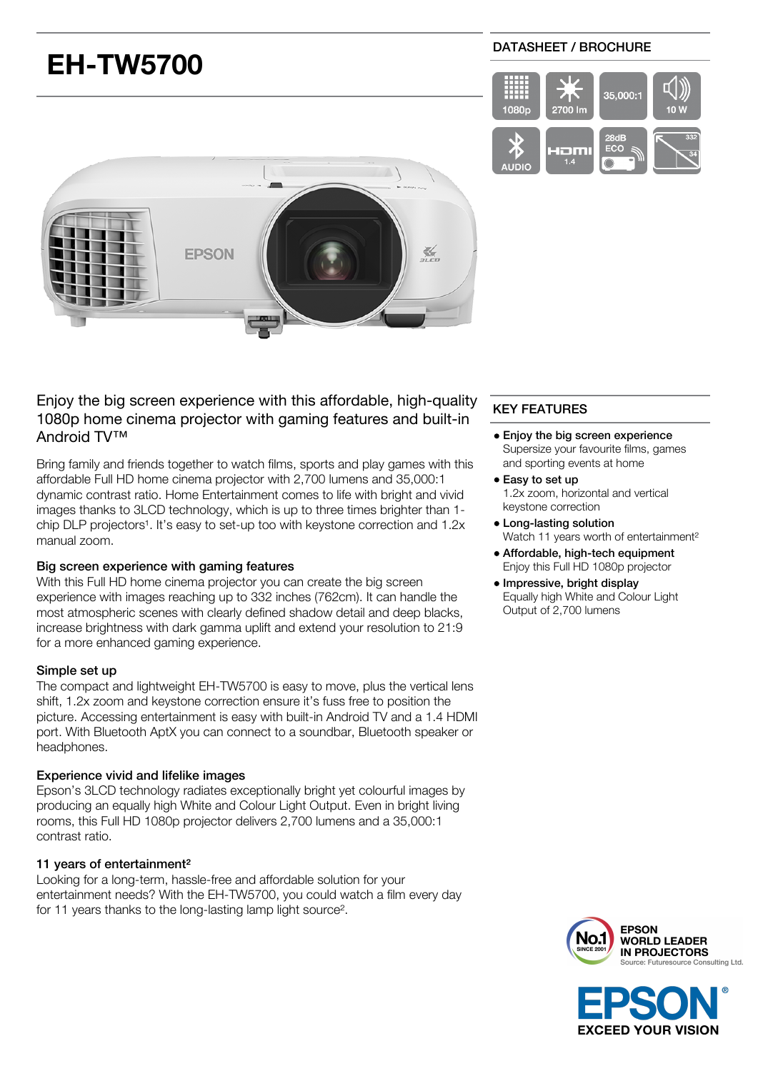# EH-TW5700

DATASHEET / BROCHURE

1080p | 2700 lm | 35,000:1 | 10 W | AUDIO | HDMI 1.4 | 28dB ECO | 332 34

## Enjoy the big screen experience with this affordable, high-quality 1080p home cinema projector with gaming features and built-in Android TV™

Bring family and friends together to watch films, sports and play games with this affordable Full HD home cinema projector with 2,700 lumens and 35,000:1 dynamic contrast ratio. Home Entertainment comes to life with bright and vivid images thanks to 3LCD technology, which is up to three times brighter than 1-chip DLP projectors[1]. It's easy to set-up too with keystone correction and 1.2x manual zoom.

### Big screen experience with gaming features

With this Full HD home cinema projector you can create the big screen experience with images reaching up to 332 inches (762cm). It can handle the most atmospheric scenes with clearly defined shadow detail and deep blacks, increase brightness with dark gamma uplift and extend your resolution to 21:9 for a more enhanced gaming experience.

### Simple set up

The compact and lightweight EH-TW5700 is easy to move, plus the vertical lens shift, 1.2x zoom and keystone correction ensure it's fuss free to position the picture. Accessing entertainment is easy with built-in Android TV and a 1.4 HDMI port. With Bluetooth AptX you can connect to a soundbar, Bluetooth speaker or headphones.

### Experience vivid and lifelike images

Epson's 3LCD technology radiates exceptionally bright yet colourful images by producing an equally high White and Colour Light Output. Even in bright living rooms, this Full HD 1080p projector delivers 2,700 lumens and a 35,000:1 contrast ratio.

### 11 years of entertainment[2]

Looking for a long-term, hassle-free and affordable solution for your entertainment needs? With the EH-TW5700, you could watch a film every day for 11 years thanks to the long-lasting lamp light source[2].

## KEY FEATURES

- **Enjoy the big screen experience**
  Supersize your favourite films, games and sporting events at home
- **Easy to set up**
  1.2x zoom, horizontal and vertical keystone correction
- **Long-lasting solution**
  Watch 11 years worth of entertainment[2]
- **Affordable, high-tech equipment**
  Enjoy this Full HD 1080p projector
- **Impressive, bright display**
  Equally high White and Colour Light Output of 2,700 lumens

No.1 SINCE 2001 — EPSON WORLD LEADER IN PROJECTORS
Source: Futuresource Consulting Ltd.

EPSON® EXCEED YOUR VISION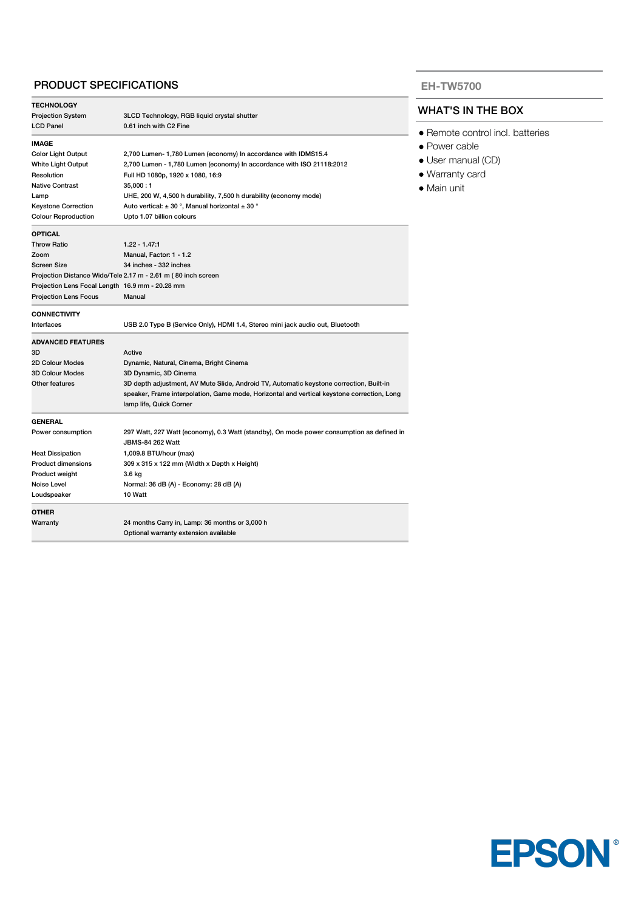## PRODUCT SPECIFICATIONS

| TECHNOLOGY | |
|---|---|
| Projection System | 3LCD Technology, RGB liquid crystal shutter |
| LCD Panel | 0.61 inch with C2 Fine |
| **IMAGE** | |
| Color Light Output | 2,700 Lumen- 1,780 Lumen (economy) In accordance with IDMS15.4 |
| White Light Output | 2,700 Lumen - 1,780 Lumen (economy) In accordance with ISO 21118:2012 |
| Resolution | Full HD 1080p, 1920 x 1080, 16:9 |
| Native Contrast | 35,000 : 1 |
| Lamp | UHE, 200 W, 4,500 h durability, 7,500 h durability (economy mode) |
| Keystone Correction | Auto vertical: ± 30 °, Manual horizontal ± 30 ° |
| Colour Reproduction | Upto 1.07 billion colours |
| **OPTICAL** | |
| Throw Ratio | 1.22 - 1.47:1 |
| Zoom | Manual, Factor: 1 - 1.2 |
| Screen Size | 34 inches - 332 inches |
| Projection Distance Wide/Tele | 2.17 m - 2.61 m ( 80 inch screen |
| Projection Lens Focal Length | 16.9 mm - 20.28 mm |
| Projection Lens Focus | Manual |
| **CONNECTIVITY** | |
| Interfaces | USB 2.0 Type B (Service Only), HDMI 1.4, Stereo mini jack audio out, Bluetooth |
| **ADVANCED FEATURES** | |
| 3D | Active |
| 2D Colour Modes | Dynamic, Natural, Cinema, Bright Cinema |
| 3D Colour Modes | 3D Dynamic, 3D Cinema |
| Other features | 3D depth adjustment, AV Mute Slide, Android TV, Automatic keystone correction, Built-in speaker, Frame interpolation, Game mode, Horizontal and vertical keystone correction, Long lamp life, Quick Corner |
| **GENERAL** | |
| Power consumption | 297 Watt, 227 Watt (economy), 0.3 Watt (standby), On mode power consumption as defined in JBMS-84 262 Watt |
| Heat Dissipation | 1,009.8 BTU/hour (max) |
| Product dimensions | 309 x 315 x 122 mm (Width x Depth x Height) |
| Product weight | 3.6 kg |
| Noise Level | Normal: 36 dB (A) - Economy: 28 dB (A) |
| Loudspeaker | 10 Watt |
| **OTHER** | |
| Warranty | 24 months Carry in, Lamp: 36 months or 3,000 h<br>Optional warranty extension available |

### EH-TW5700

## WHAT'S IN THE BOX

- Remote control incl. batteries
- Power cable
- User manual (CD)
- Warranty card
- Main unit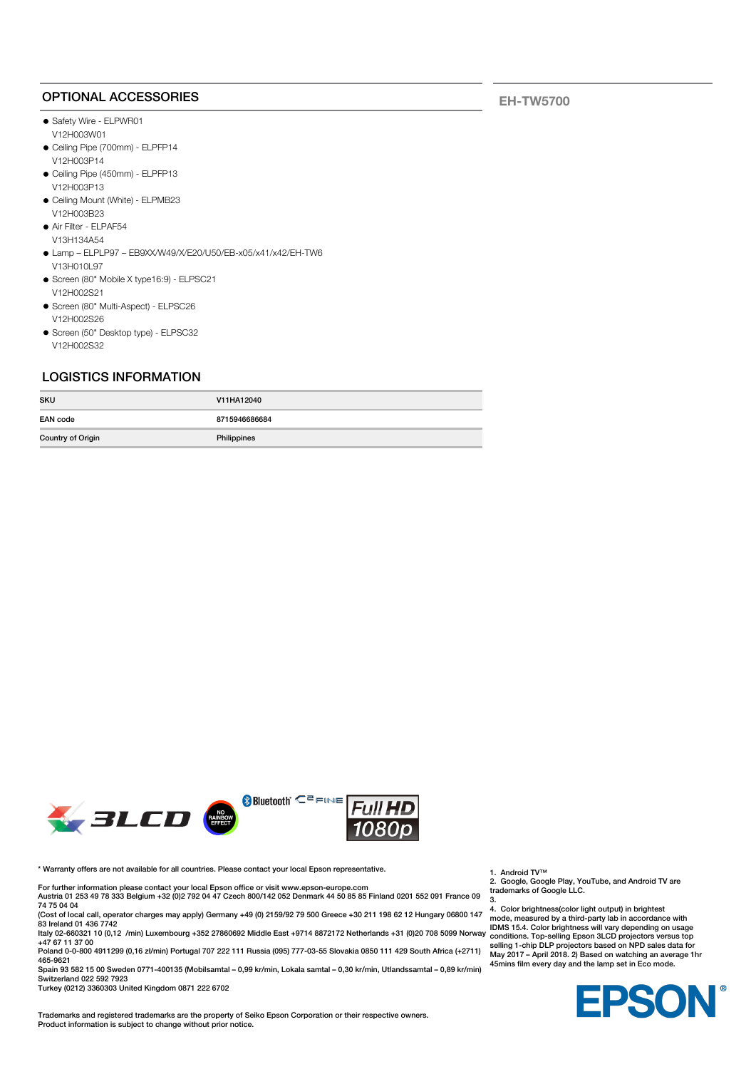## OPTIONAL ACCESSORIES

- Safety Wire - ELPWR01
  V12H003W01
- Ceiling Pipe (700mm) - ELPFP14
  V12H003P14
- Ceiling Pipe (450mm) - ELPFP13
  V12H003P13
- Ceiling Mount (White) - ELPMB23
  V12H003B23
- Air Filter - ELPAF54
  V13H134A54
- Lamp – ELPLP97 – EB9XX/W49/X/E20/U50/EB-x05/x41/x42/EH-TW6
  V13H010L97
- Screen (80" Mobile X type16:9) - ELPSC21
  V12H002S21
- Screen (80" Multi-Aspect) - ELPSC26
  V12H002S26
- Screen (50" Desktop type) - ELPSC32
  V12H002S32

## LOGISTICS INFORMATION

| | |
|---|---|
| SKU | V11HA12040 |
| EAN code | 8715946686684 |
| Country of Origin | Philippines |

**EH-TW5700**

3LCD NO RAINBOW EFFECT Bluetooth C²FINE Full HD 1080p

\* Warranty offers are not available for all countries. Please contact your local Epson representative.

For further information please contact your local Epson office or visit www.epson-europe.com
Austria 01 253 49 78 333 Belgium +32 (0)2 792 04 47 Czech 800/142 052 Denmark 44 50 85 85 Finland 0201 552 091 France 09 74 75 04 04
(Cost of local call, operator charges may apply) Germany +49 (0) 2159/92 79 500 Greece +30 211 198 62 12 Hungary 06800 147 83 Ireland 01 436 7742
Italy 02-660321 10 (0,12 /min) Luxembourg +352 27860692 Middle East +9714 8872172 Netherlands +31 (0)20 708 5099 Norway +47 67 11 37 00
Poland 0-0-800 4911299 (0,16 zl/min) Portugal 707 222 111 Russia (095) 777-03-55 Slovakia 0850 111 429 South Africa (+2711) 465-9621
Spain 93 582 15 00 Sweden 0771-400135 (Mobilsamtal – 0,99 kr/min, Lokala samtal – 0,30 kr/min, Utlandssamtal – 0,89 kr/min) Switzerland 022 592 7923
Turkey (0212) 3360303 United Kingdom 0871 222 6702

Trademarks and registered trademarks are the property of Seiko Epson Corporation or their respective owners.
Product information is subject to change without prior notice.

1. Android TV™
2. Google, Google Play, YouTube, and Android TV are trademarks of Google LLC.
3.
4. Color brightness(color light output) in brightest mode, measured by a third-party lab in accordance with IDMS 15.4. Color brightness will vary depending on usage conditions. Top-selling Epson 3LCD projectors versus top selling 1-chip DLP projectors based on NPD sales data for May 2017 – April 2018. 2) Based on watching an average 1hr 45mins film every day and the lamp set in Eco mode.

EPSON®